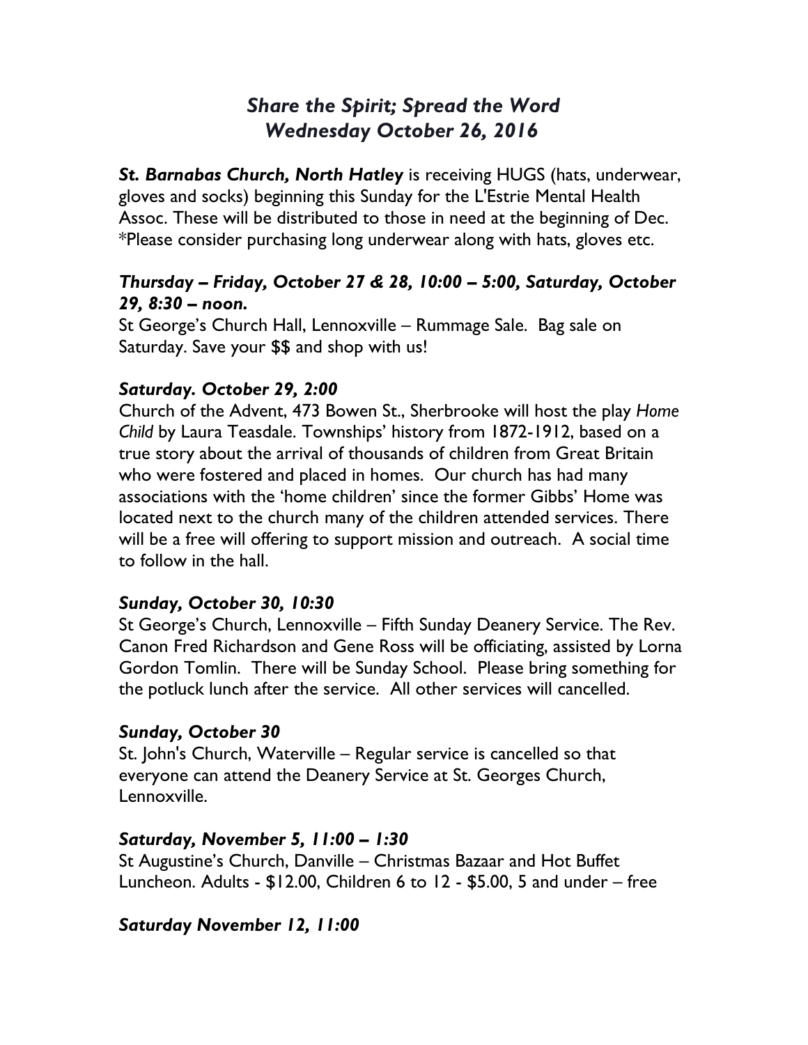# *Share the Spirit; Spread the Word*
# *Wednesday October 26, 2016*

***St. Barnabas Church, North Hatley*** is receiving HUGS (hats, underwear, gloves and socks) beginning this Sunday for the L'Estrie Mental Health Assoc. These will be distributed to those in need at the beginning of Dec. *Please consider purchasing long underwear along with hats, gloves etc.

### *Thursday – Friday, October 27 & 28, 10:00 – 5:00, Saturday, October 29, 8:30 – noon.*

St George's Church Hall, Lennoxville – Rummage Sale. Bag sale on Saturday. Save your $$ and shop with us!

### *Saturday. October 29, 2:00*

Church of the Advent, 473 Bowen St., Sherbrooke will host the play *Home Child* by Laura Teasdale. Townships' history from 1872-1912, based on a true story about the arrival of thousands of children from Great Britain who were fostered and placed in homes. Our church has had many associations with the 'home children' since the former Gibbs' Home was located next to the church many of the children attended services. There will be a free will offering to support mission and outreach. A social time to follow in the hall.

### *Sunday, October 30, 10:30*

St George's Church, Lennoxville – Fifth Sunday Deanery Service. The Rev. Canon Fred Richardson and Gene Ross will be officiating, assisted by Lorna Gordon Tomlin. There will be Sunday School. Please bring something for the potluck lunch after the service. All other services will cancelled.

### *Sunday, October 30*

St. John's Church, Waterville – Regular service is cancelled so that everyone can attend the Deanery Service at St. Georges Church, Lennoxville.

### *Saturday, November 5, 11:00 – 1:30*

St Augustine's Church, Danville – Christmas Bazaar and Hot Buffet Luncheon. Adults - $12.00, Children 6 to 12 - $5.00, 5 and under – free

### *Saturday November 12, 11:00*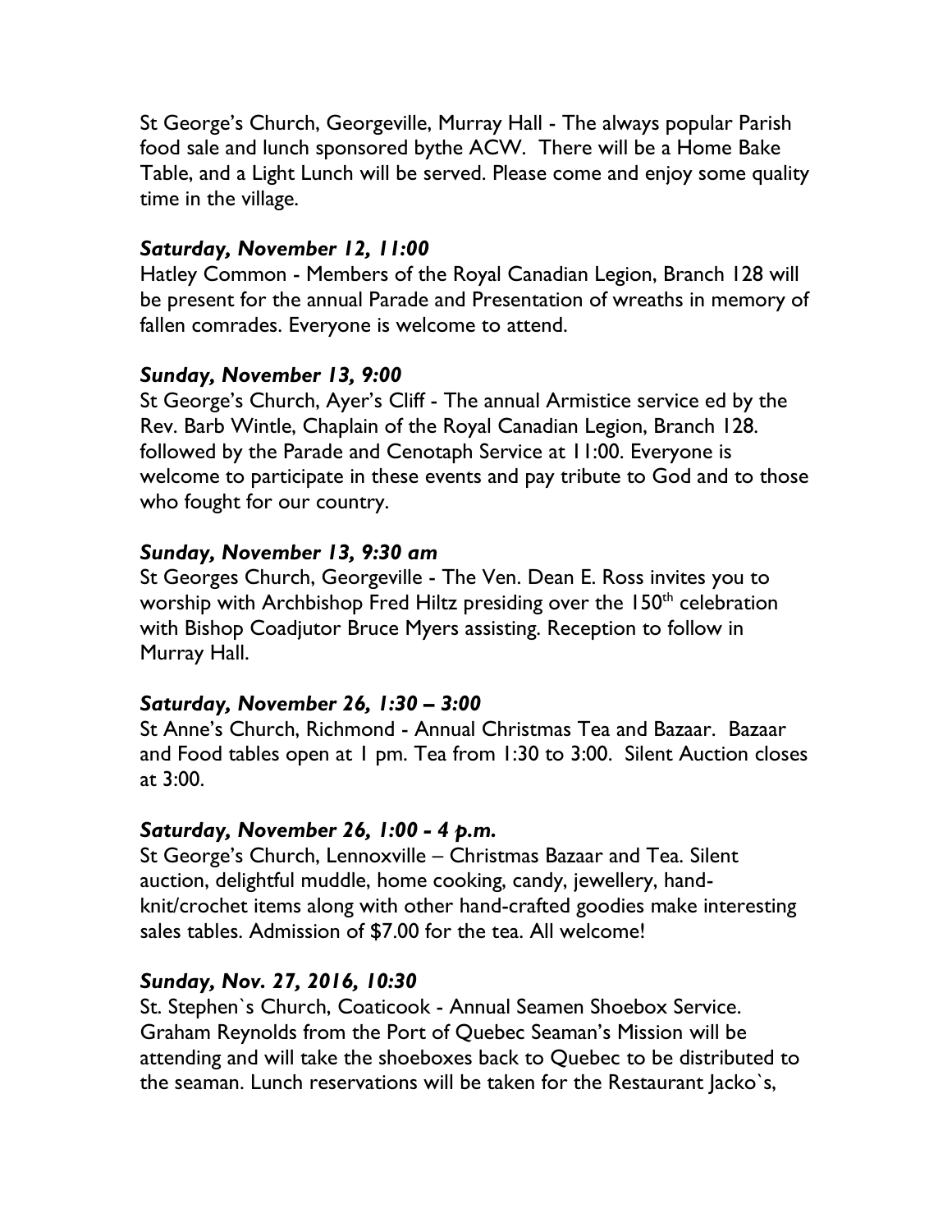St George's Church, Georgeville, Murray Hall - The always popular Parish food sale and lunch sponsored bythe ACW. There will be a Home Bake Table, and a Light Lunch will be served. Please come and enjoy some quality time in the village.

***Saturday, November 12, 11:00***

Hatley Common - Members of the Royal Canadian Legion, Branch 128 will be present for the annual Parade and Presentation of wreaths in memory of fallen comrades. Everyone is welcome to attend.

***Sunday, November 13, 9:00***

St George's Church, Ayer's Cliff - The annual Armistice service ed by the Rev. Barb Wintle, Chaplain of the Royal Canadian Legion, Branch 128. followed by the Parade and Cenotaph Service at 11:00. Everyone is welcome to participate in these events and pay tribute to God and to those who fought for our country.

***Sunday, November 13, 9:30 am***

St Georges Church, Georgeville - The Ven. Dean E. Ross invites you to worship with Archbishop Fred Hiltz presiding over the 150th celebration with Bishop Coadjutor Bruce Myers assisting. Reception to follow in Murray Hall.

***Saturday, November 26, 1:30 – 3:00***

St Anne's Church, Richmond - Annual Christmas Tea and Bazaar. Bazaar and Food tables open at 1 pm. Tea from 1:30 to 3:00. Silent Auction closes at 3:00.

***Saturday, November 26, 1:00 - 4 p.m.***

St George's Church, Lennoxville – Christmas Bazaar and Tea. Silent auction, delightful muddle, home cooking, candy, jewellery, hand-knit/crochet items along with other hand-crafted goodies make interesting sales tables. Admission of $7.00 for the tea. All welcome!

***Sunday, Nov. 27, 2016, 10:30***

St. Stephen`s Church, Coaticook - Annual Seamen Shoebox Service. Graham Reynolds from the Port of Quebec Seaman's Mission will be attending and will take the shoeboxes back to Quebec to be distributed to the seaman. Lunch reservations will be taken for the Restaurant Jacko`s,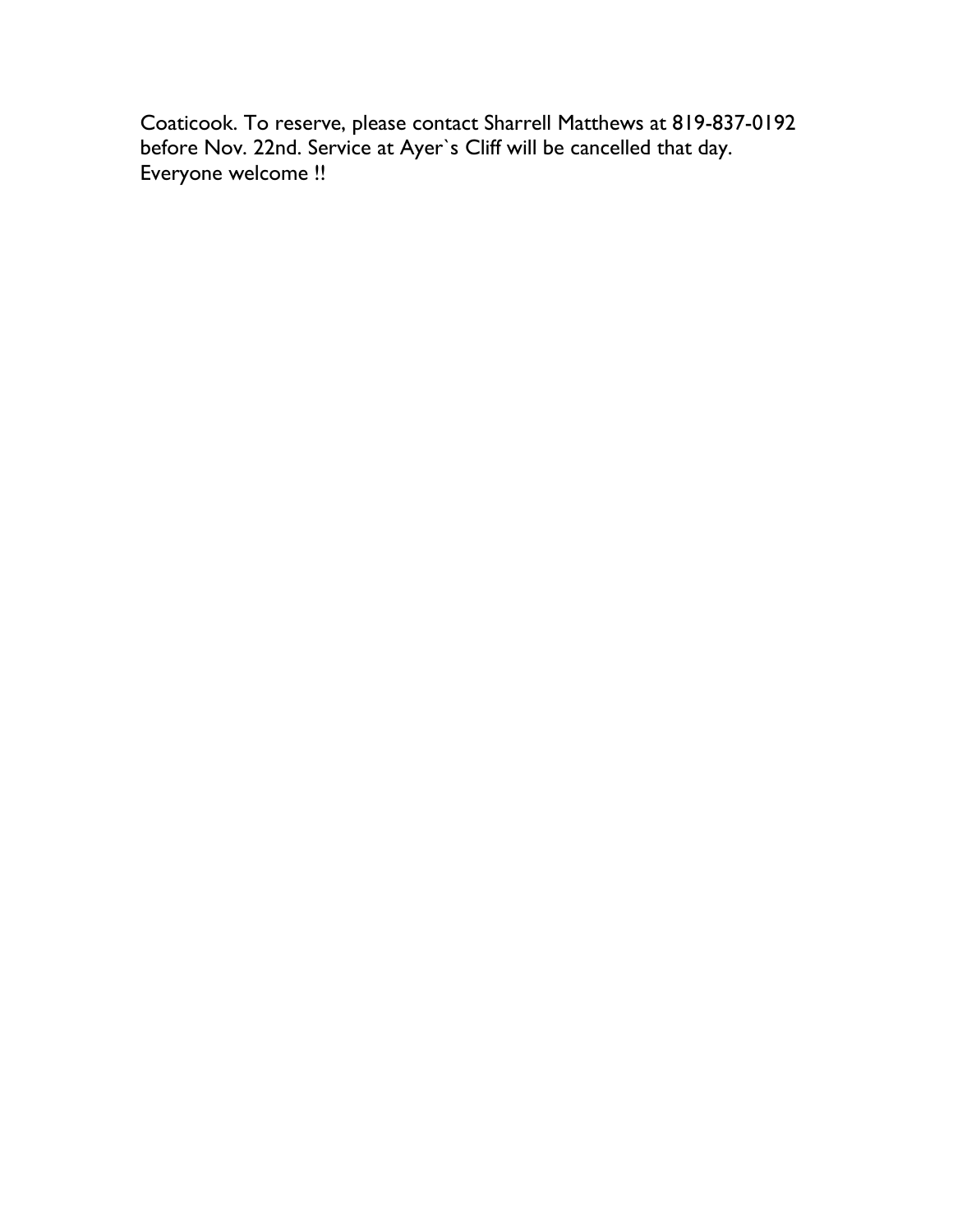Coaticook. To reserve, please contact Sharrell Matthews at 819-837-0192 before Nov. 22nd. Service at Ayer`s Cliff will be cancelled that day. Everyone welcome !!